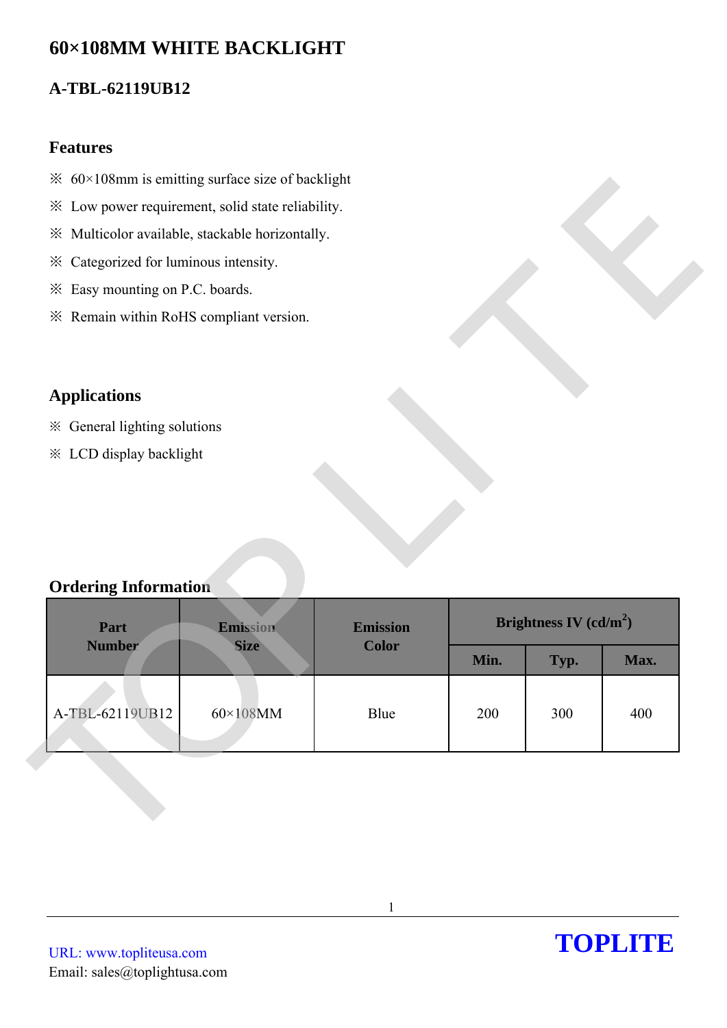# 60×108MM WHITE BACKLIGHT

## A-TBL-62119UB12

### Features

※ 60×108mm is emitting surface size of backlight

※ Low power requirement, solid state reliability.

※ Multicolor available, stackable horizontally.

※ Categorized for luminous intensity.

※ Easy mounting on P.C. boards.

※ Remain within RoHS compliant version.

### Applications

※ General lighting solutions

※ LCD display backlight

### Ordering Information

| Part Number | Emission Size | Emission Color | Brightness IV (cd/m$^2$) | | |
|---|---|---|---|---|---|
| | | | Min. | Typ. | Max. |
| A-TBL-62119UB12 | 60×108MM | Blue | 200 | 300 | 400 |

URL: www.topliteusa.com
Email: sales@toplightusa.com

**TOPLITE**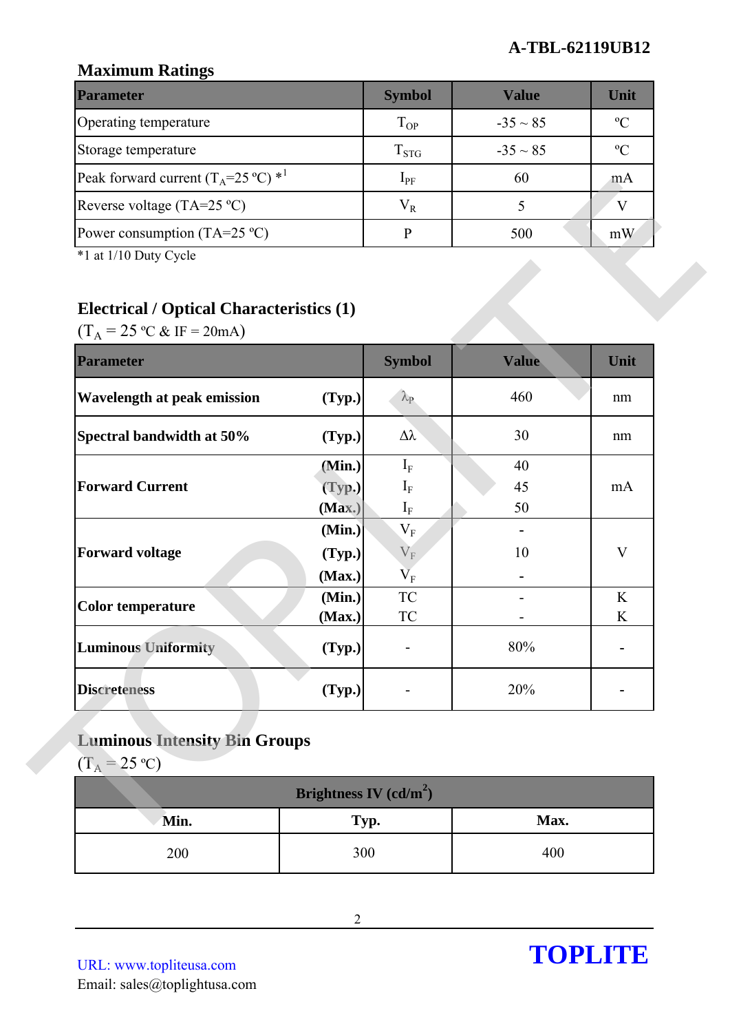## Maximum Ratings

| Parameter | Symbol | Value | Unit |
|---|---|---|---|
| Operating temperature | $T_{OP}$ | -35 ~ 85 | ºC |
| Storage temperature | $T_{STG}$ | -35 ~ 85 | ºC |
| Peak forward current ($T_A$=25 ºC) *1 | $I_{PF}$ | 60 | mA |
| Reverse voltage (TA=25 ºC) | $V_R$ | 5 | V |
| Power consumption (TA=25 ºC) | P | 500 | mW |

*1 at 1/10 Duty Cycle

## Electrical / Optical Characteristics (1)

($T_A$ = 25 ºC & IF = 20mA)

| Parameter | | Symbol | Value | Unit |
|---|---|---|---|---|
| **Wavelength at peak emission** | **(Typ.)** | $\lambda_P$ | 460 | nm |
| **Spectral bandwidth at 50%** | **(Typ.)** | $\Delta\lambda$ | 30 | nm |
| **Forward Current** | **(Min.)** | $I_F$ | 40 | mA |
| | **(Typ.)** | $I_F$ | 45 | |
| | **(Max.)** | $I_F$ | 50 | |
| **Forward voltage** | **(Min.)** | $V_F$ | - | V |
| | **(Typ.)** | $V_F$ | 10 | |
| | **(Max.)** | $V_F$ | - | |
| **Color temperature** | **(Min.)** | TC | - | K |
| | **(Max.)** | TC | - | K |
| **Luminous Uniformity** | **(Typ.)** | - | 80% | - |
| **Discreteness** | **(Typ.)** | - | 20% | - |

## Luminous Intensity Bin Groups

($T_A$ = 25 ºC)

| Brightness IV (cd/m$^2$) | | |
|---|---|---|
| **Min.** | **Typ.** | **Max.** |
| 200 | 300 | 400 |

URL: www.topliteusa.com
Email: sales@toplightusa.com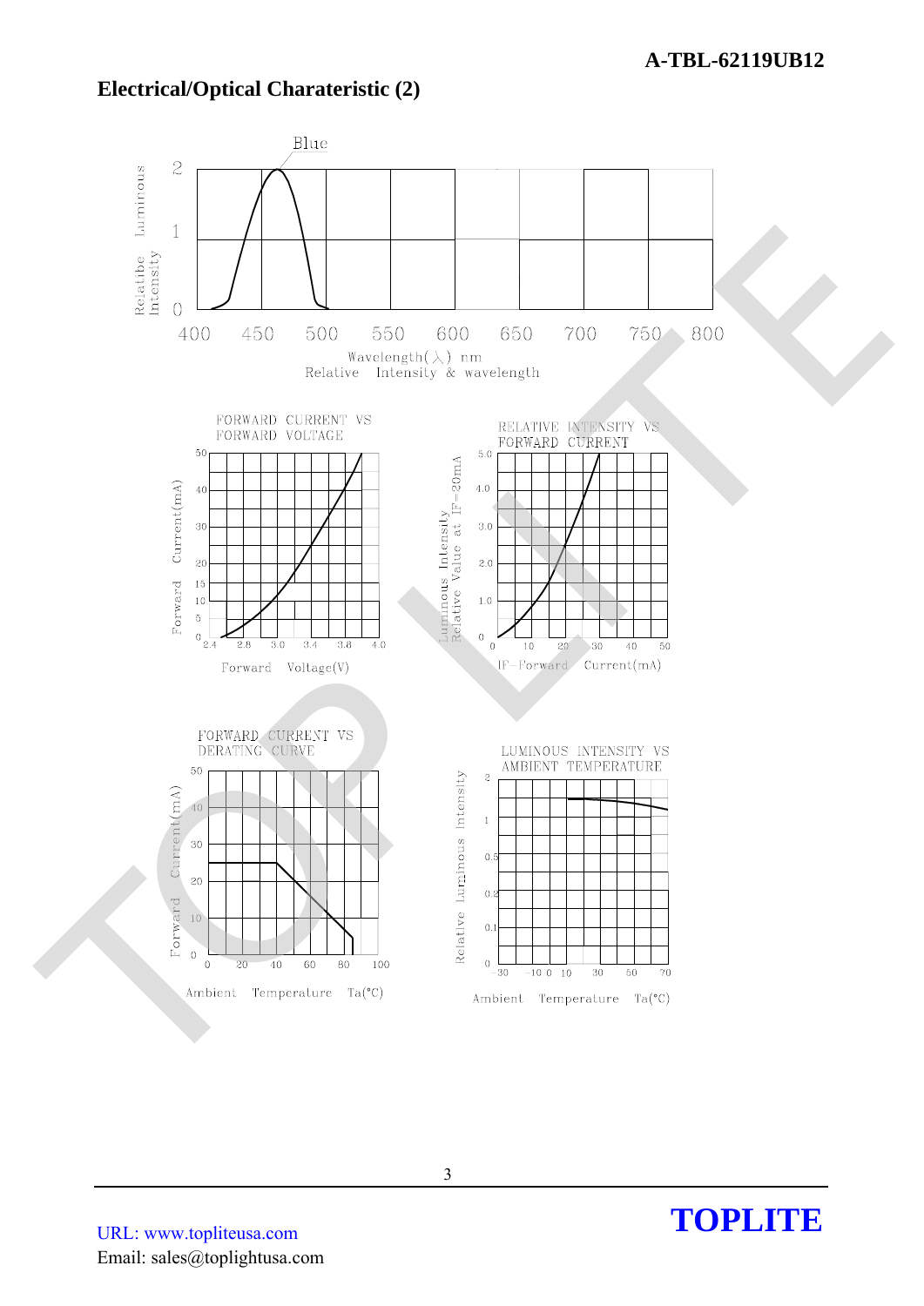## Electrical/Optical Charateristic (2)

Blue

Relatibe Luminous Intensity

Wavelength(λ) nm

Relative Intensity & wavelength

FORWARD CURRENT VS FORWARD VOLTAGE

Forward Current(mA)

Forward Voltage(V)

RELATIVE INTENSITY VS FORWARD CURRENT

Luminous Intensity Relative Value at IF=20mA

IF-Forward Current(mA)

FORWARD CURRENT VS DERATING CURVE

Forward Current(mA)

Ambient Temperature Ta(°C)

LUMINOUS INTENSITY VS AMBIENT TEMPERATURE

Relative Luminous Intensity

Ambient Temperature Ta(°C)

URL: www.topliteusa.com

Email: sales@toplightusa.com

**TOPLITE**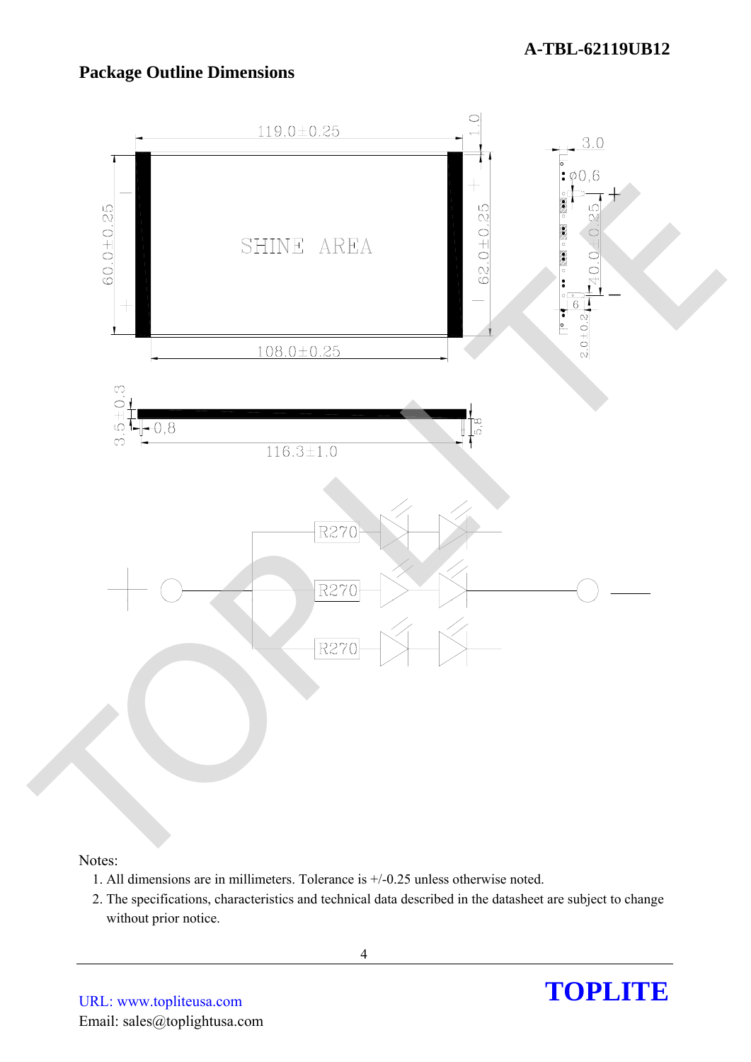## Package Outline Dimensions

Notes:

1. All dimensions are in millimeters. Tolerance is +/-0.25 unless otherwise noted.
2. The specifications, characteristics and technical data described in the datasheet are subject to change without prior notice.

URL: www.topliteusa.com
Email: sales@toplightusa.com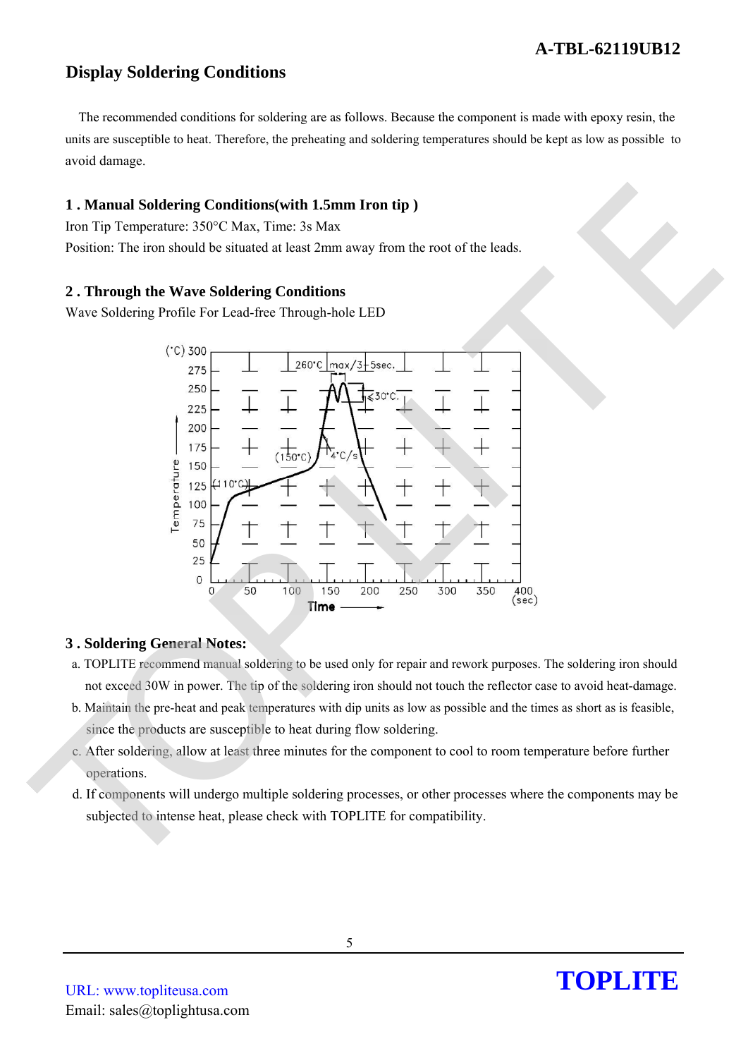## Display Soldering Conditions

The recommended conditions for soldering are as follows. Because the component is made with epoxy resin, the units are susceptible to heat. Therefore, the preheating and soldering temperatures should be kept as low as possible to avoid damage.

### 1 . Manual Soldering Conditions(with 1.5mm Iron tip )

Iron Tip Temperature: 350°C Max, Time: 3s Max

Position: The iron should be situated at least 2mm away from the root of the leads.

### 2 . Through the Wave Soldering Conditions

Wave Soldering Profile For Lead-free Through-hole LED

(°C) 300
275
250
225
200
175
150
125
100
75
50
25
0

Temperature

260°C max/3-5sec.
<30°C.
(150°C)
4°C/s
<110°C

0 50 100 150 200 250 300 350 400 (sec)

Time

### 3 . Soldering General Notes:

a. TOPLITE recommend manual soldering to be used only for repair and rework purposes. The soldering iron should not exceed 30W in power. The tip of the soldering iron should not touch the reflector case to avoid heat-damage.

b. Maintain the pre-heat and peak temperatures with dip units as low as possible and the times as short as is feasible, since the products are susceptible to heat during flow soldering.

c. After soldering, allow at least three minutes for the component to cool to room temperature before further operations.

d. If components will undergo multiple soldering processes, or other processes where the components may be subjected to intense heat, please check with TOPLITE for compatibility.

URL: www.topliteusa.com
Email: sales@toplightusa.com

TOPLITE